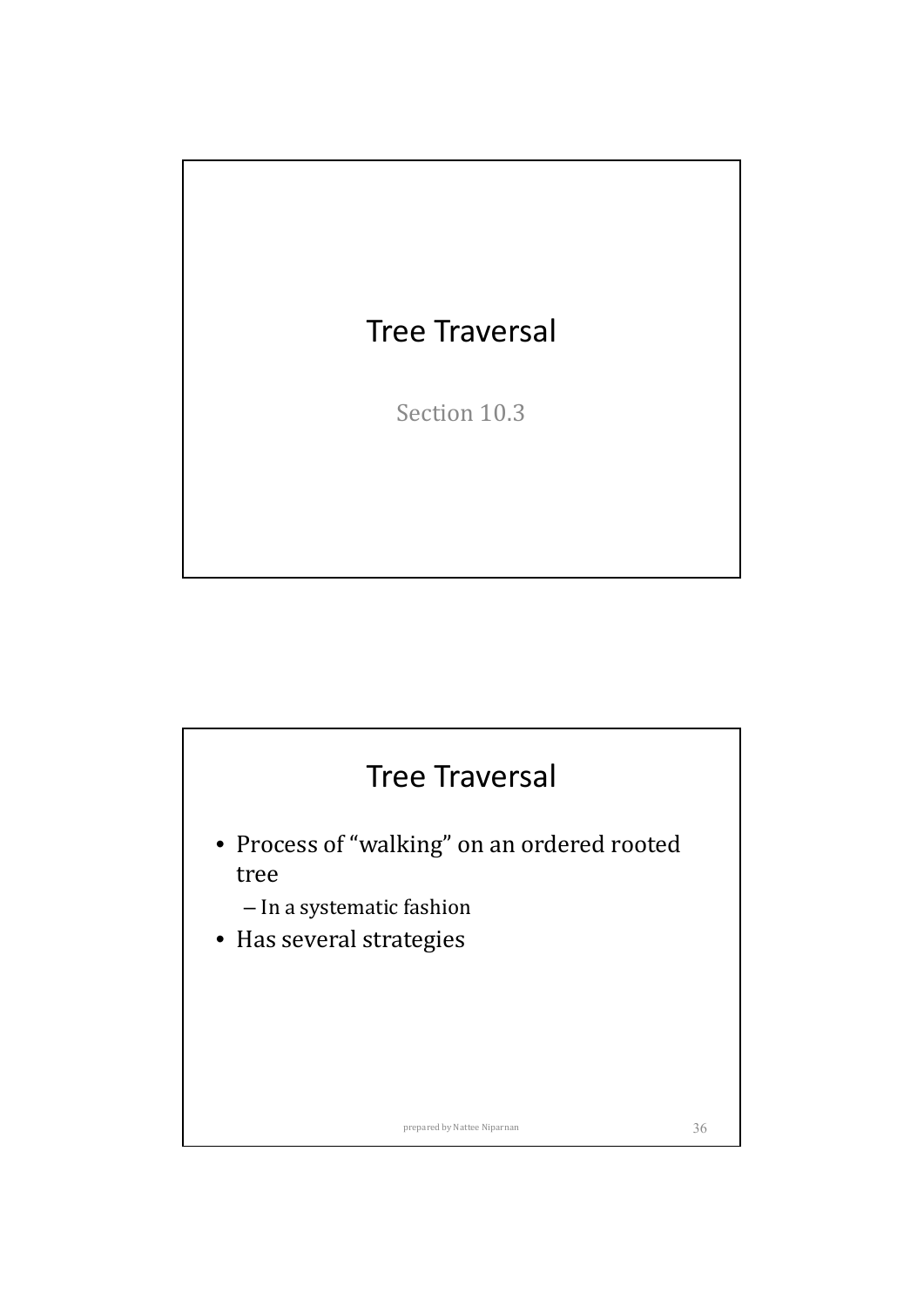# Tree Traversal

Section 10.3

## Tree Traversal

- Process of "walking" on an ordered rooted tree
  - In a systematic fashion
- Has several strategies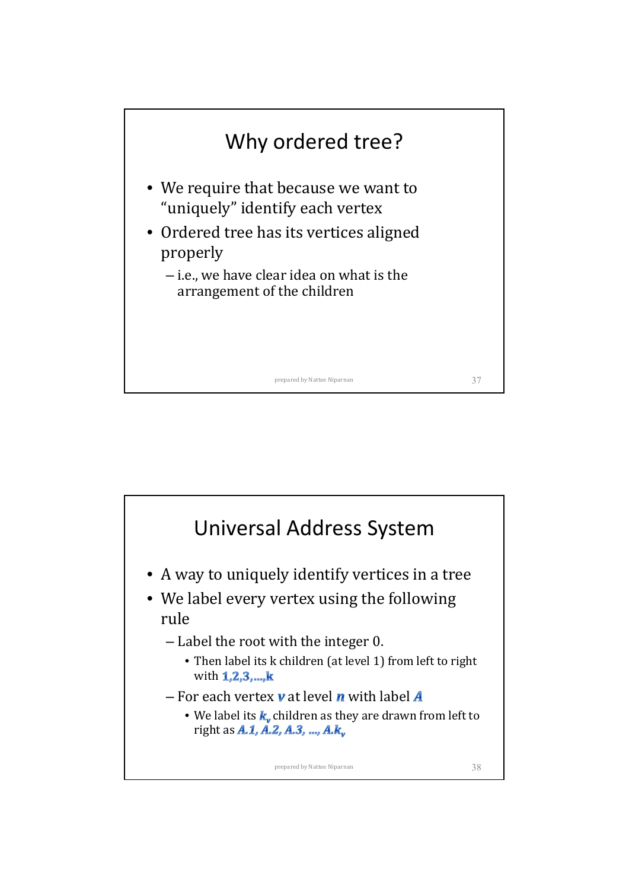## Why ordered tree?

- We require that because we want to "uniquely" identify each vertex
- Ordered tree has its vertices aligned properly
  - i.e., we have clear idea on what is the arrangement of the children

## Universal Address System

- A way to uniquely identify vertices in a tree
- We label every vertex using the following rule
  - Label the root with the integer 0.
    - Then label its k children (at level 1) from left to right with ***1,2,3,…,k***
  - For each vertex $v$ at level $n$ with label $A$
    - We label its $k_v$ children as they are drawn from left to right as $A.1, A.2, A.3, \ldots, A.k_v$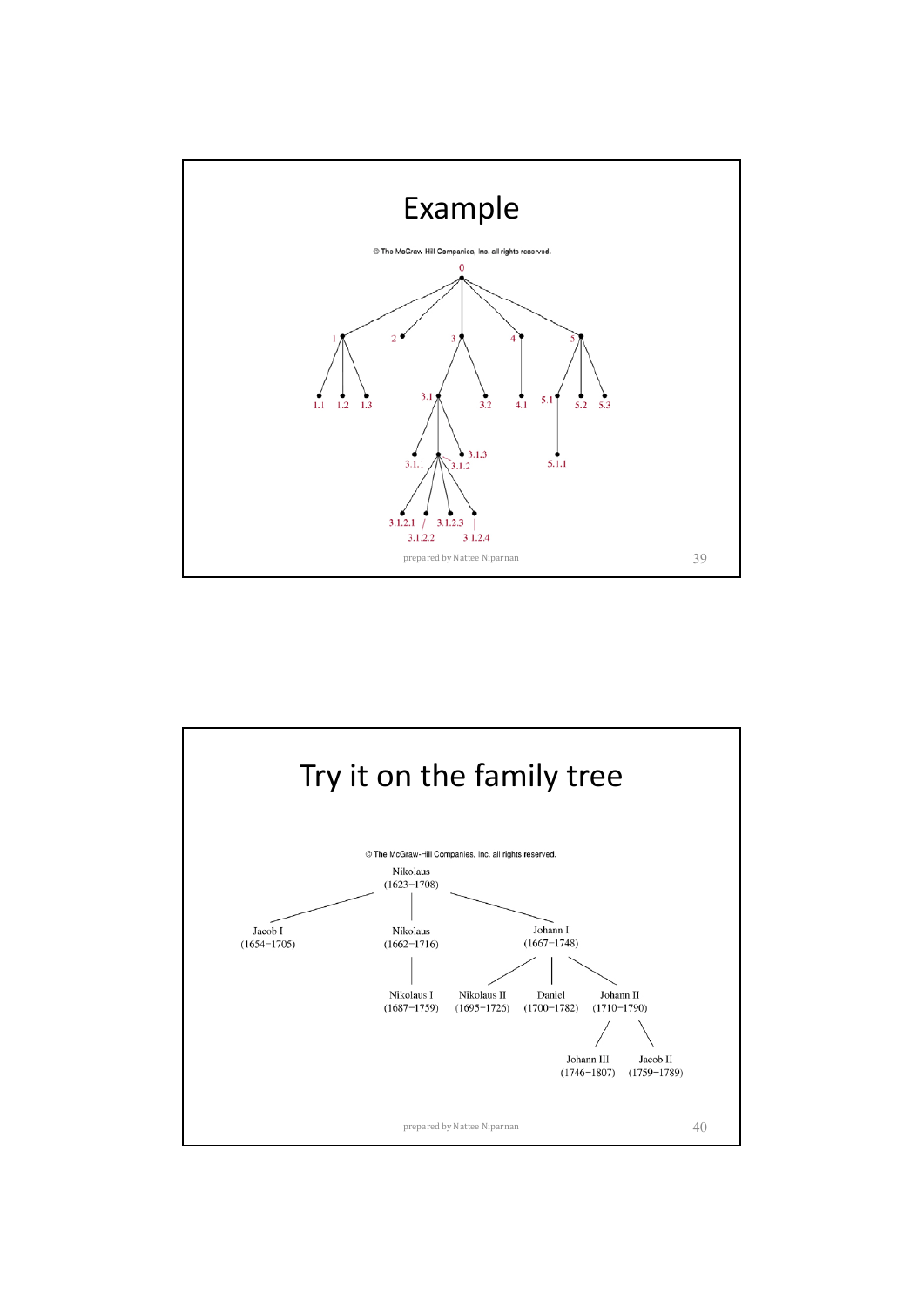# Example

© The McGraw-Hill Companies, Inc. all rights reserved.

0

1 2 3 4 5

1.1 1.2 1.3 3.1 3.2 4.1 5.1 5.2 5.3

3.1.1 3.1.2 3.1.3 5.1.1

3.1.2.1 3.1.2.2 3.1.2.3 3.1.2.4

prepared by Nattee Niparnan

# Try it on the family tree

© The McGraw-Hill Companies, Inc. all rights reserved.

Nikolaus (1623–1708)

Jacob I (1654–1705) Nikolaus (1662–1716) Johann I (1667–1748)

Nikolaus I (1687–1759) Nikolaus II (1695–1726) Daniel (1700–1782) Johann II (1710–1790)

Johann III (1746–1807) Jacob II (1759–1789)

prepared by Nattee Niparnan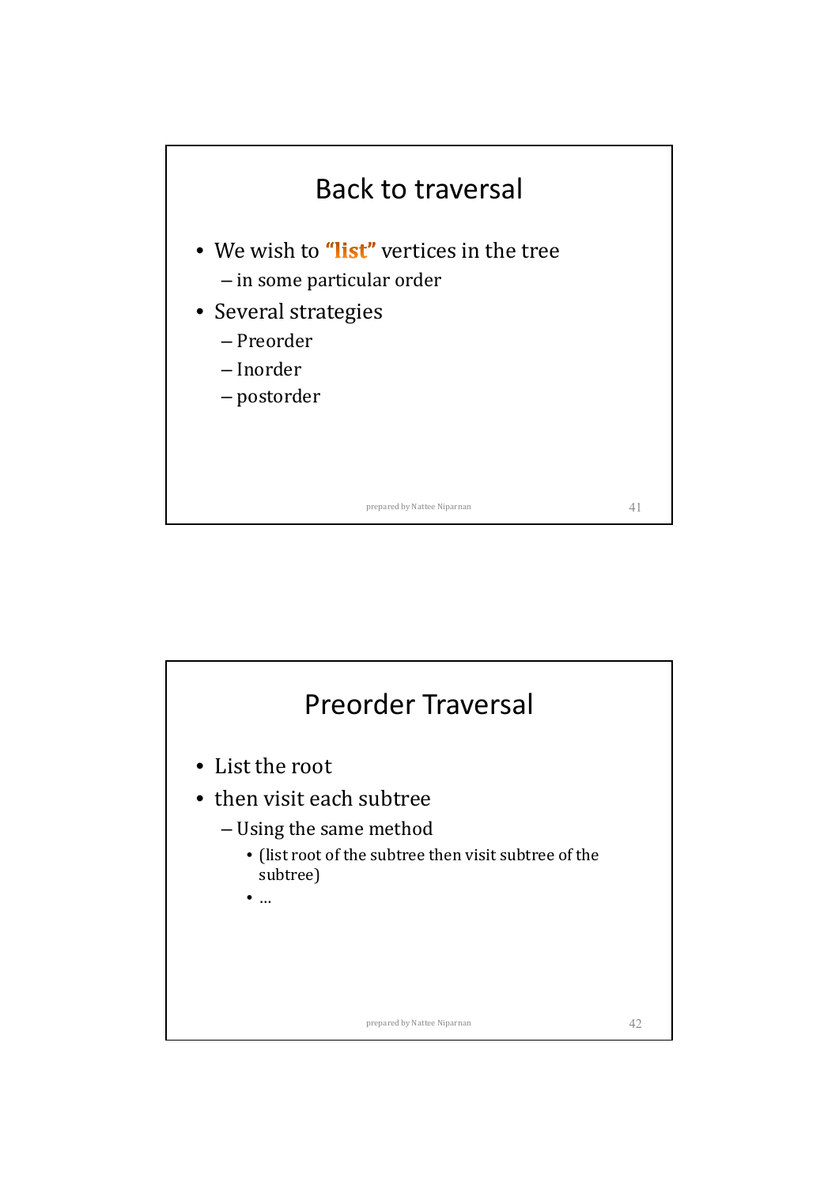## Back to traversal

- We wish to **"list"** vertices in the tree
  - in some particular order
- Several strategies
  - Preorder
  - Inorder
  - postorder

## Preorder Traversal

- List the root
- then visit each subtree
  - Using the same method
    - (list root of the subtree then visit subtree of the subtree)
    - …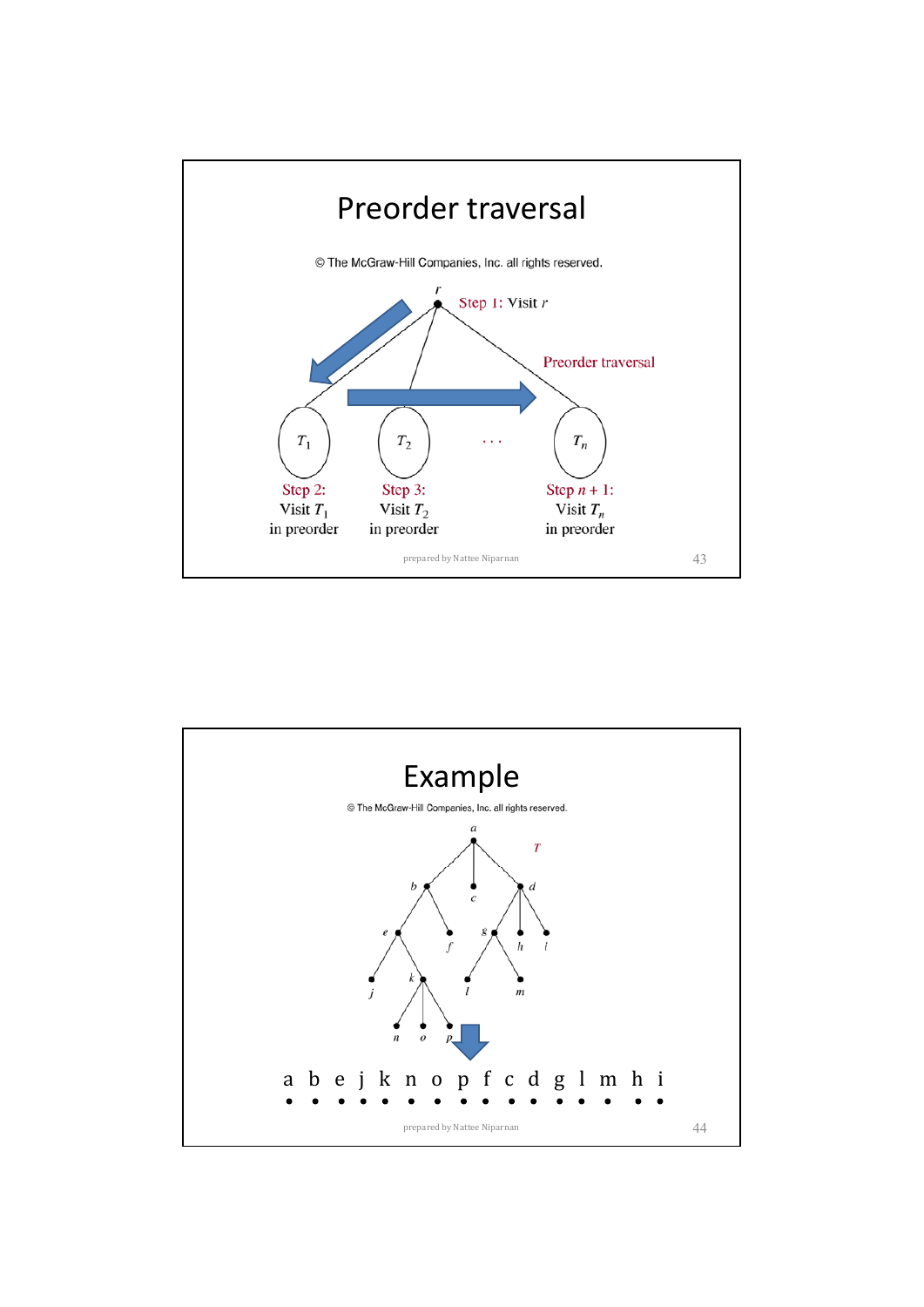# Preorder traversal

© The McGraw-Hill Companies, Inc. all rights reserved.

Step 1: Visit $r$

Preorder traversal

Step 2: Visit $T_1$ in preorder

Step 3: Visit $T_2$ in preorder

Step $n + 1$: Visit $T_n$ in preorder

# Example

© The McGraw-Hill Companies, Inc. all rights reserved.

a b e j k n o p f c d g l m h i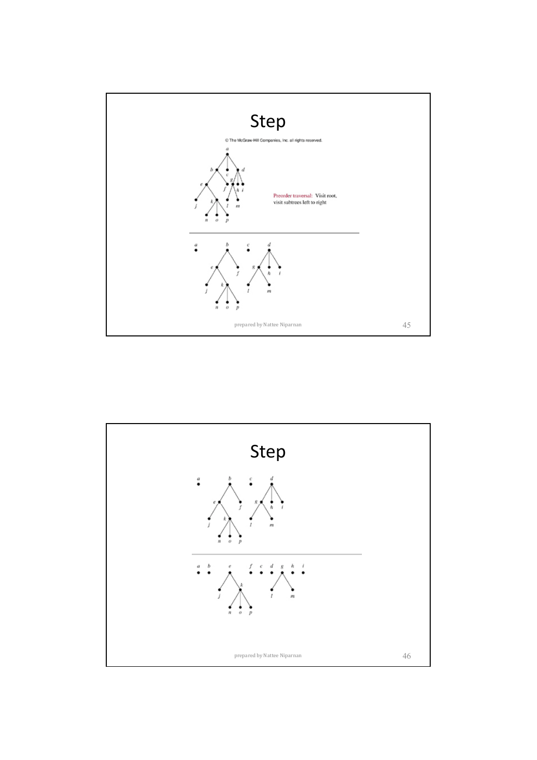# Step

© The McGraw-Hill Companies, Inc. all rights reserved.

Preorder traversal: Visit root, visit subtrees left to right

# Step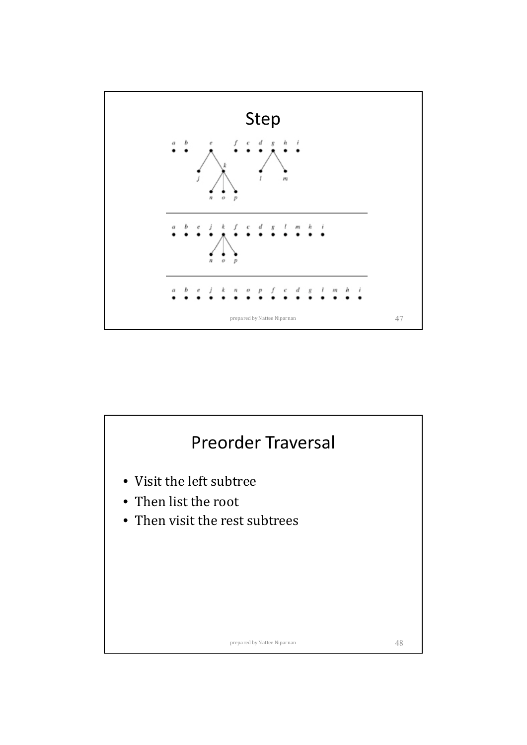# Step

# Preorder Traversal

- Visit the left subtree
- Then list the root
- Then visit the rest subtrees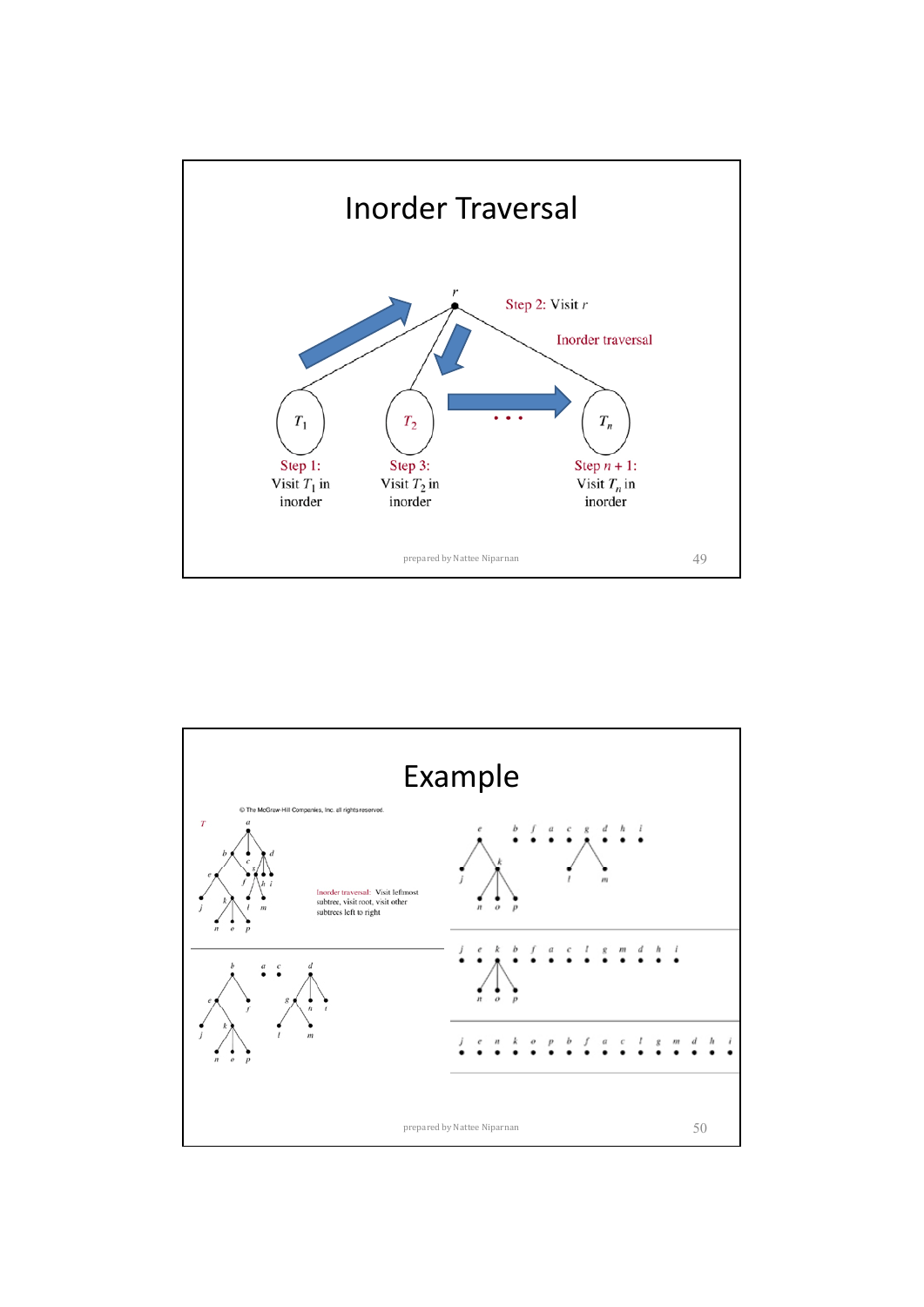# Inorder Traversal

$r$

Step 2: Visit $r$

Inorder traversal

$T_1$ $T_2$ . . . $T_n$

Step 1: Visit $T_1$ in inorder

Step 3: Visit $T_2$ in inorder

Step $n + 1$: Visit $T_n$ in inorder

# Example

© The McGraw-Hill Companies, Inc. all rights reserved.

Inorder traversal: Visit leftmost subtree, visit root, visit other subtrees left to right

j e n k o p b f a c l g m d h i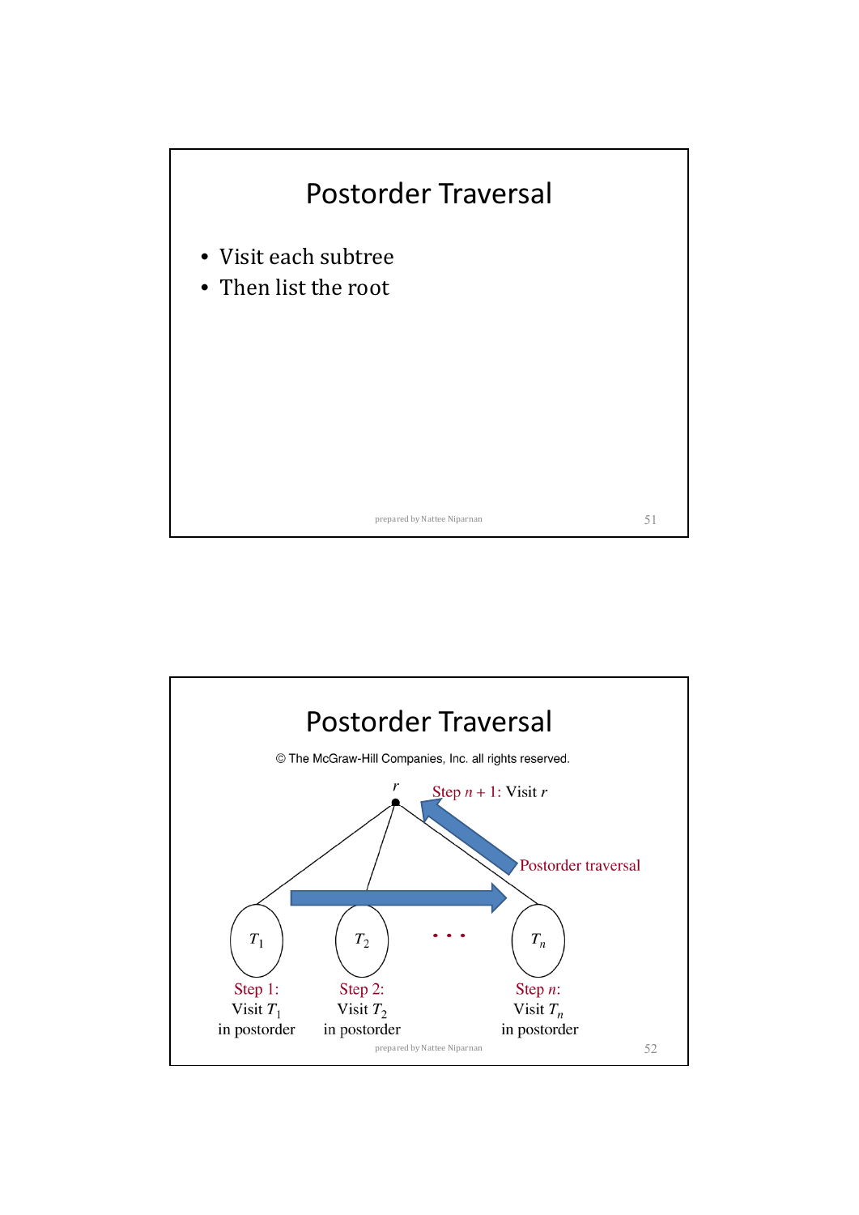# Postorder Traversal

- Visit each subtree
- Then list the root

# Postorder Traversal

© The McGraw-Hill Companies, Inc. all rights reserved.

$r$

Step $n + 1$: Visit $r$

Postorder traversal

$T_1$ $T_2$ . . . $T_n$

Step 1: Visit $T_1$ in postorder

Step 2: Visit $T_2$ in postorder

Step $n$: Visit $T_n$ in postorder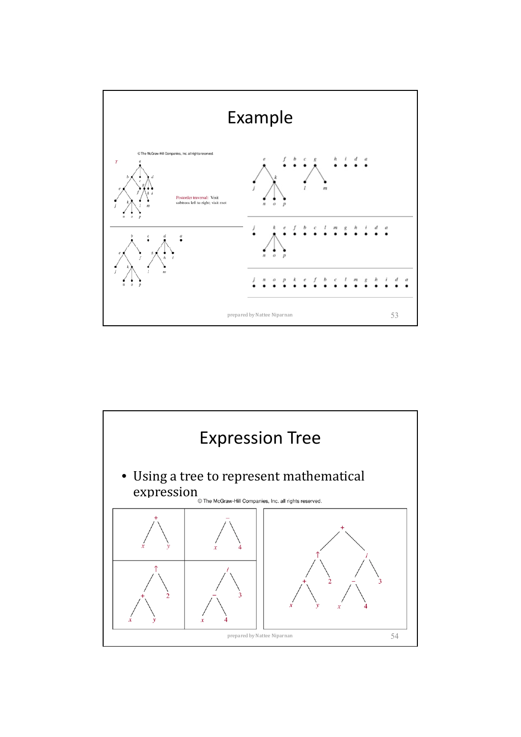# Example

© The McGraw-Hill Companies, Inc. all rights reserved.

Postorder traversal: Visit subtrees left to right; visit root

j n o p k e f b c l m g h i d a

# Expression Tree

- Using a tree to represent mathematical expression

© The McGraw-Hill Companies, Inc. all rights reserved.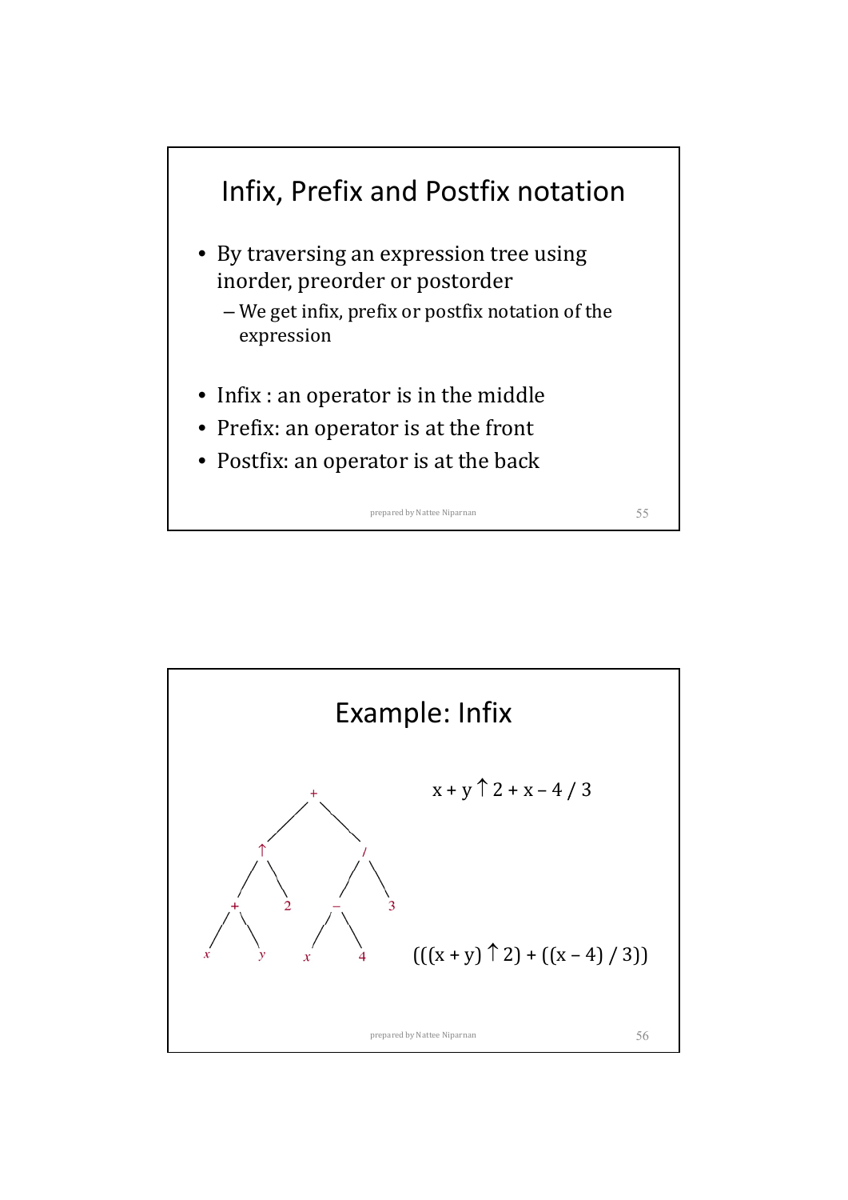# Infix, Prefix and Postfix notation

- By traversing an expression tree using inorder, preorder or postorder
  - We get infix, prefix or postfix notation of the expression
- Infix : an operator is in the middle
- Prefix: an operator is at the front
- Postfix: an operator is at the back

# Example: Infix

x + y ↑ 2 + x – 4 / 3

(((x + y) ↑ 2) + ((x – 4) / 3))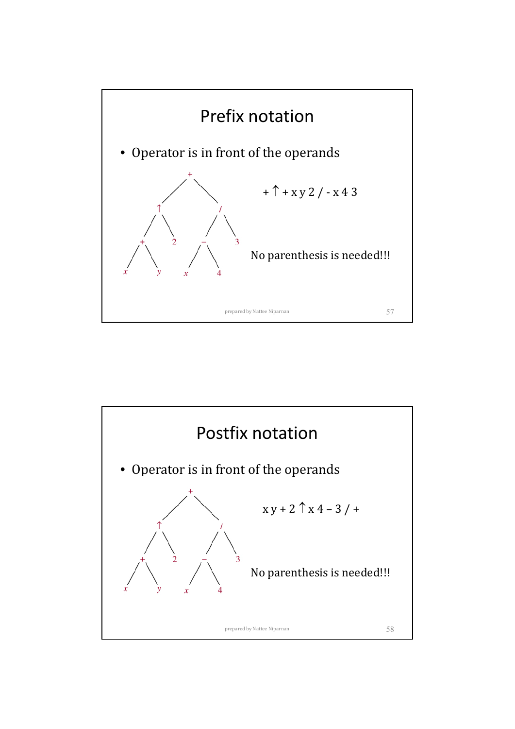# Prefix notation

- Operator is in front of the operands

+ ↑ + x y 2 / - x 4 3

No parenthesis is needed!!!

# Postfix notation

- Operator is in front of the operands

x y + 2 ↑ x 4 – 3 / +

No parenthesis is needed!!!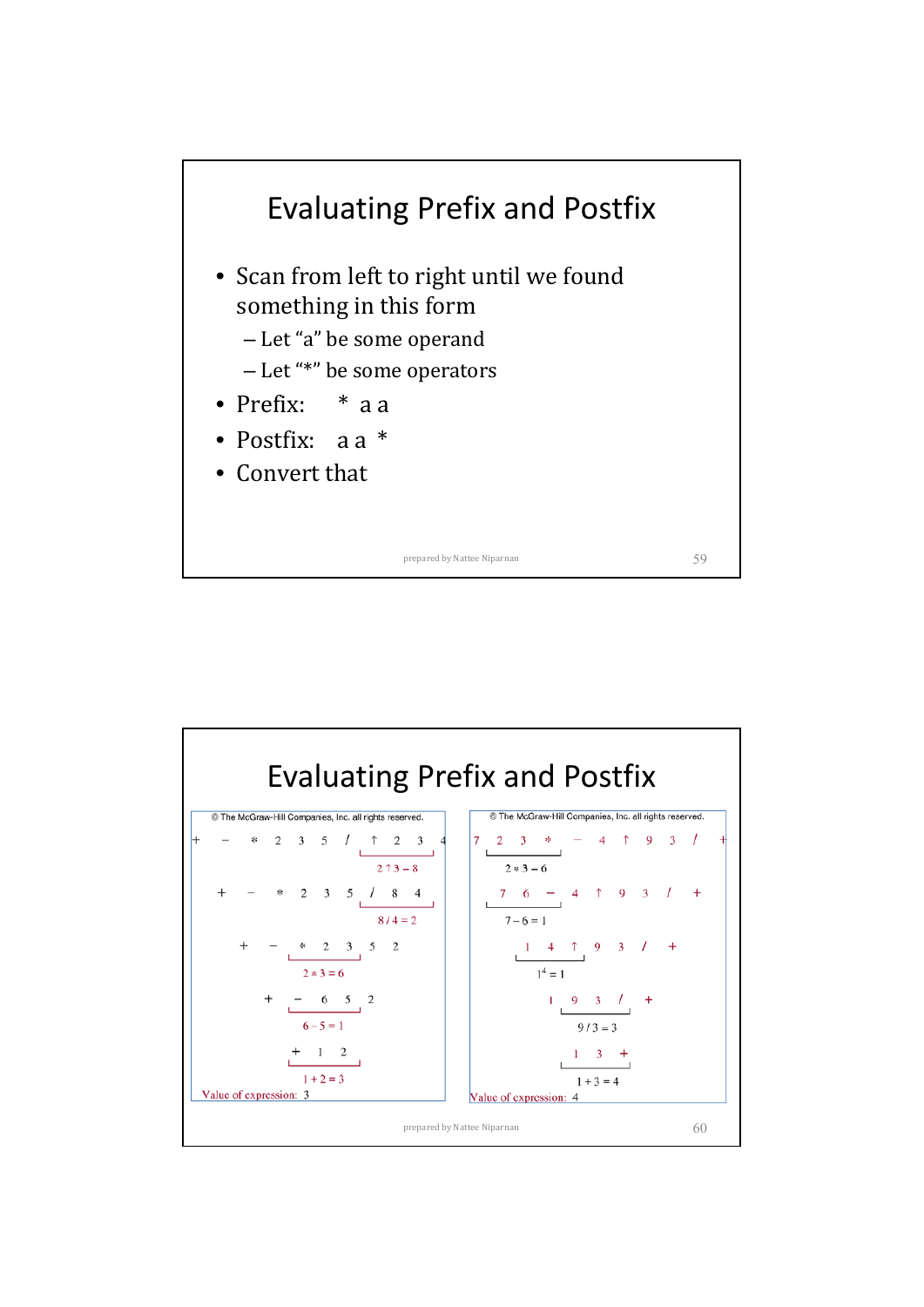# Evaluating Prefix and Postfix

- Scan from left to right until we found something in this form
  - Let "a" be some operand
  - Let "*" be some operators
- Prefix: * a a
- Postfix: a a *
- Convert that

# Evaluating Prefix and Postfix

© The McGraw-Hill Companies, Inc. all rights reserved.

```
+  −  *  2  3  5  /  ↑  2  3  4
                      2 ↑ 3 = 8

+  −  *  2  3  5  /  8  4
                   8 / 4 = 2

+  −  *  2  3  5  2
      2 * 3 = 6

+  −  6  5  2
   6 − 5 = 1

+  1  2
1 + 2 = 3
```

Value of expression: 3

© The McGraw-Hill Companies, Inc. all rights reserved.

```
7  2  3  *  −  4  ↑  9  3  /  +
   2 * 3 = 6

7  6  −  4  ↑  9  3  /  +
7 − 6 = 1

1  4  ↑  9  3  /  +
1^4 = 1

1  9  3  /  +
   9 / 3 = 3

1  3  +
1 + 3 = 4
```

Value of expression: 4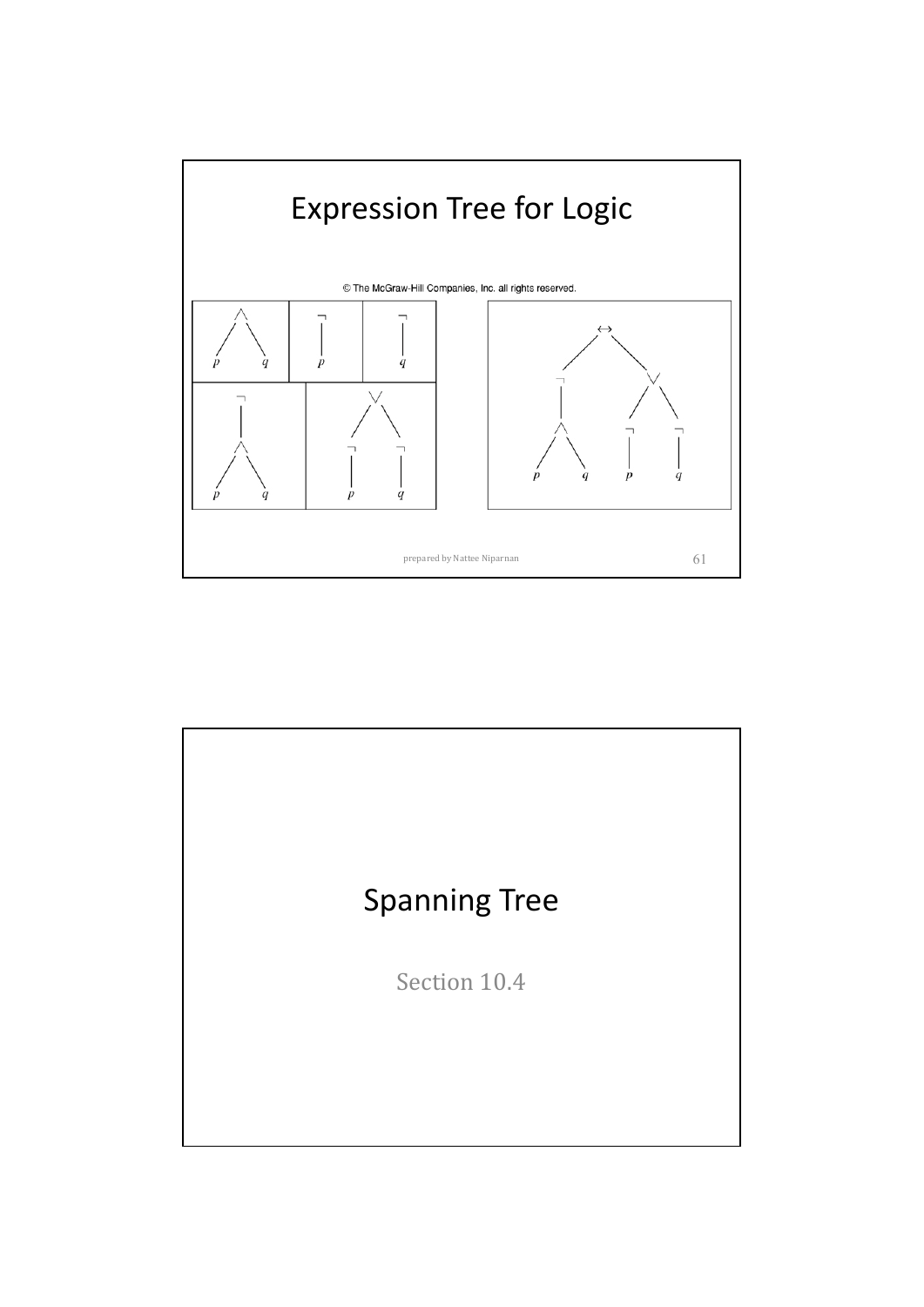# Expression Tree for Logic

© The McGraw-Hill Companies, Inc. all rights reserved.

# Spanning Tree

Section 10.4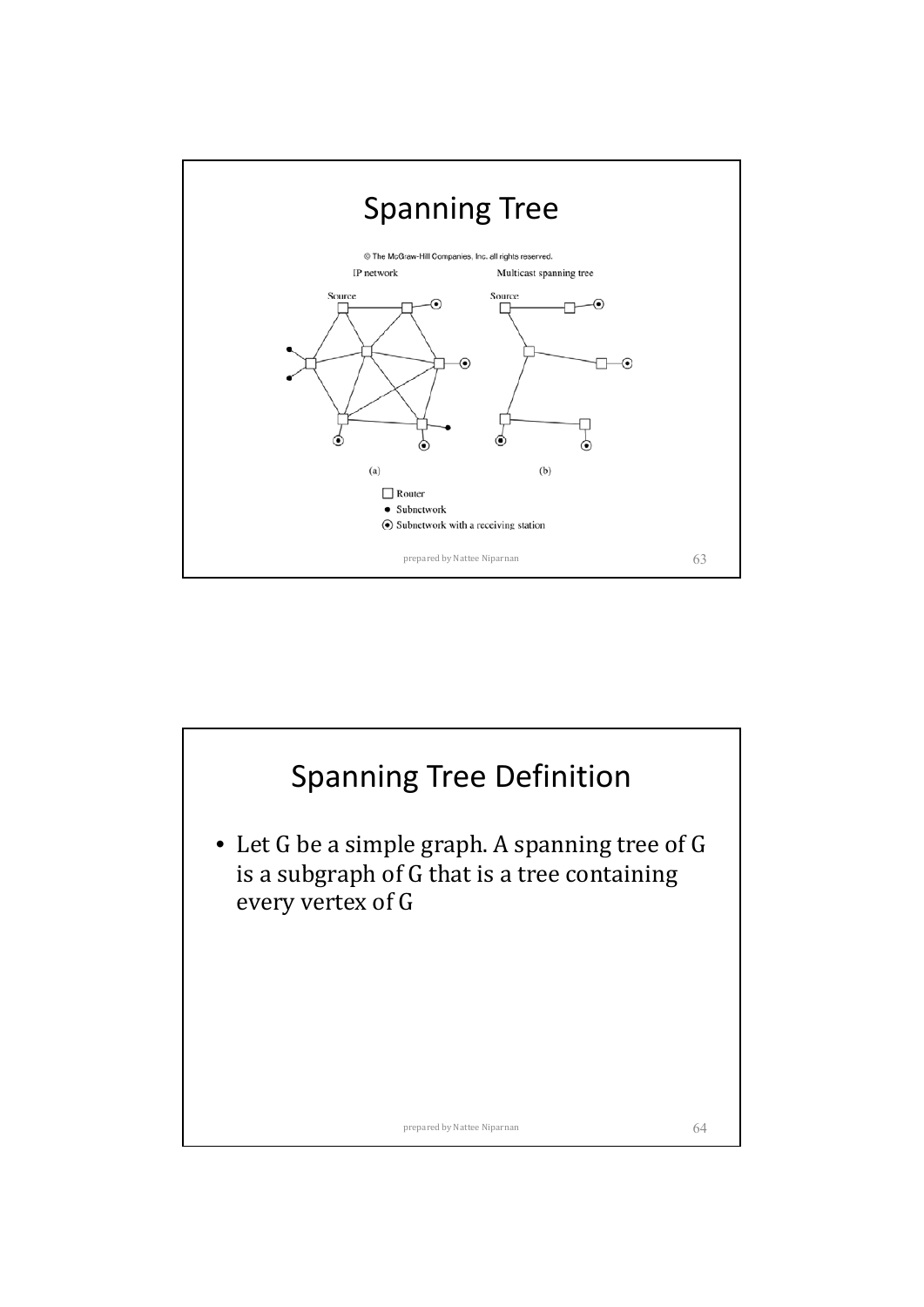# Spanning Tree

© The McGraw-Hill Companies, Inc. all rights reserved.

IP network — Multicast spanning tree

(a) (b)

- Router
- Subnetwork
- Subnetwork with a receiving station

# Spanning Tree Definition

- Let G be a simple graph. A spanning tree of G is a subgraph of G that is a tree containing every vertex of G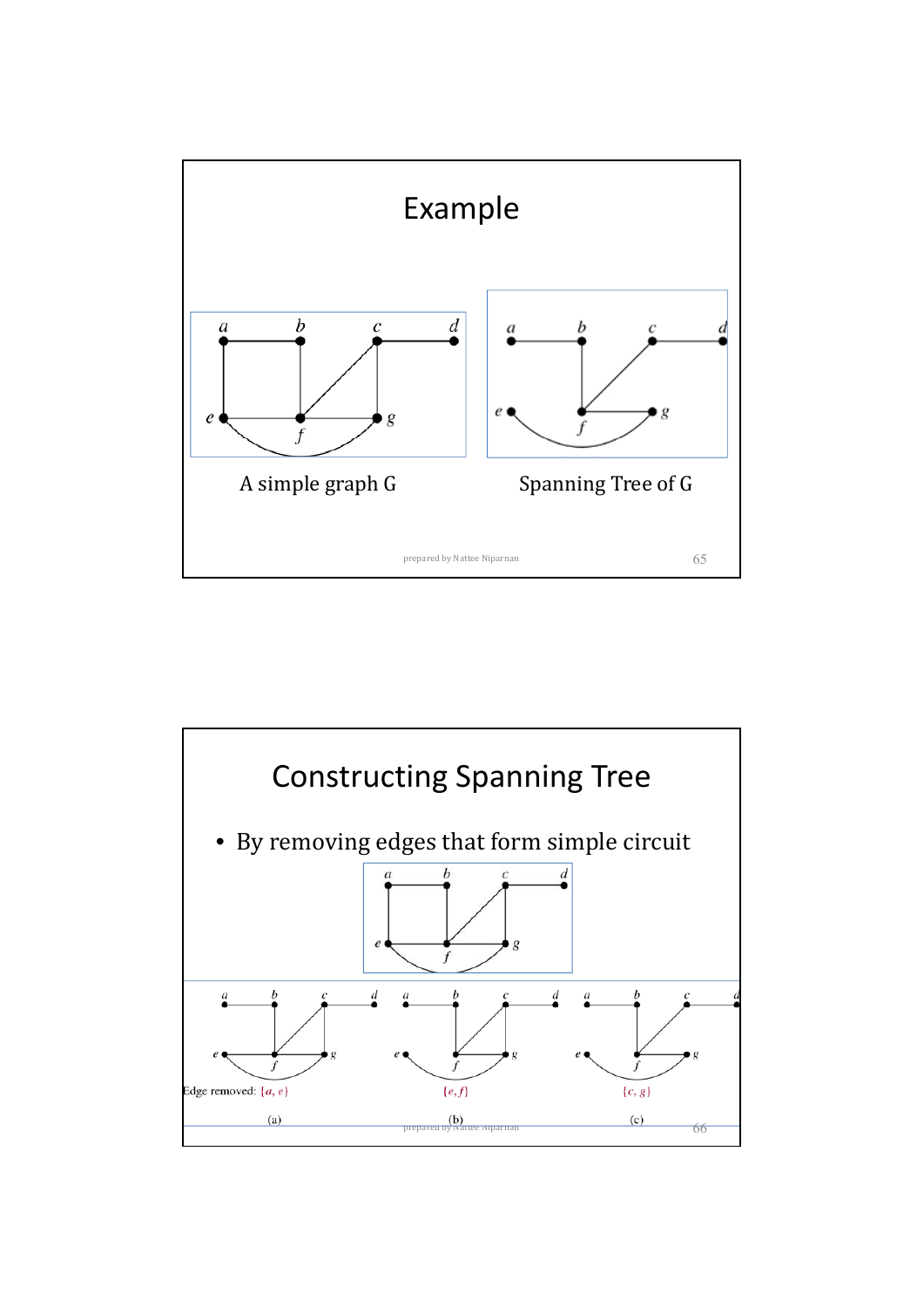# Example

A simple graph G

Spanning Tree of G

# Constructing Spanning Tree

- By removing edges that form simple circuit

Edge removed: $\{a, e\}$ $\{e, f\}$ $\{c, g\}$

(a) (b) (c)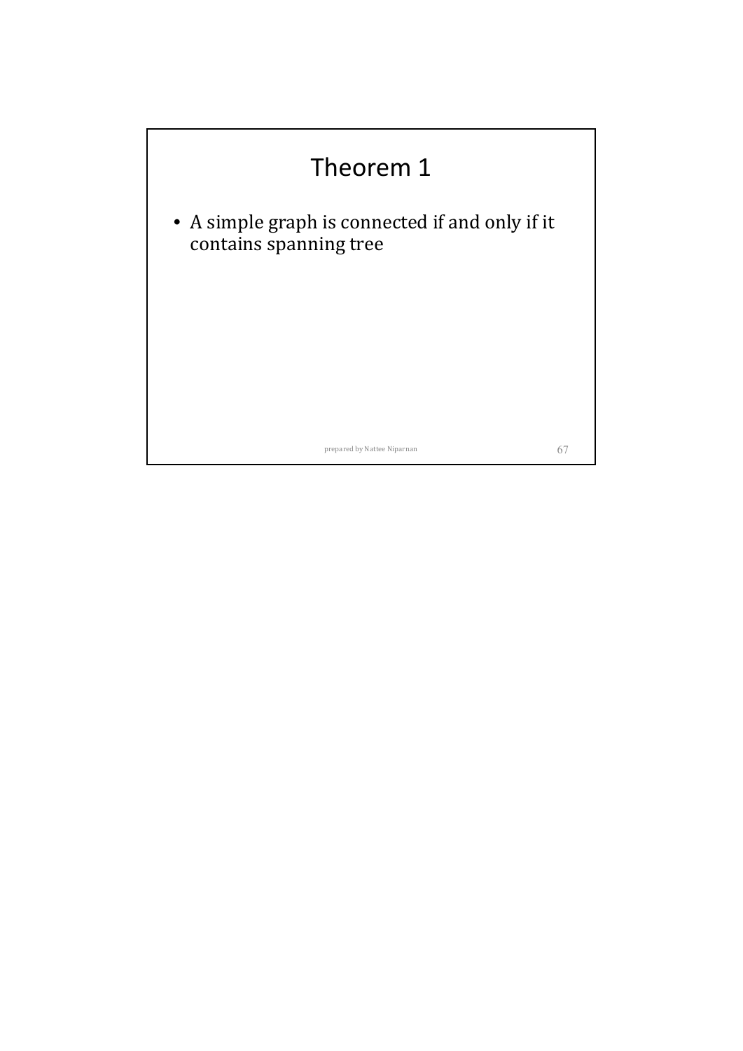# Theorem 1

- A simple graph is connected if and only if it contains spanning tree